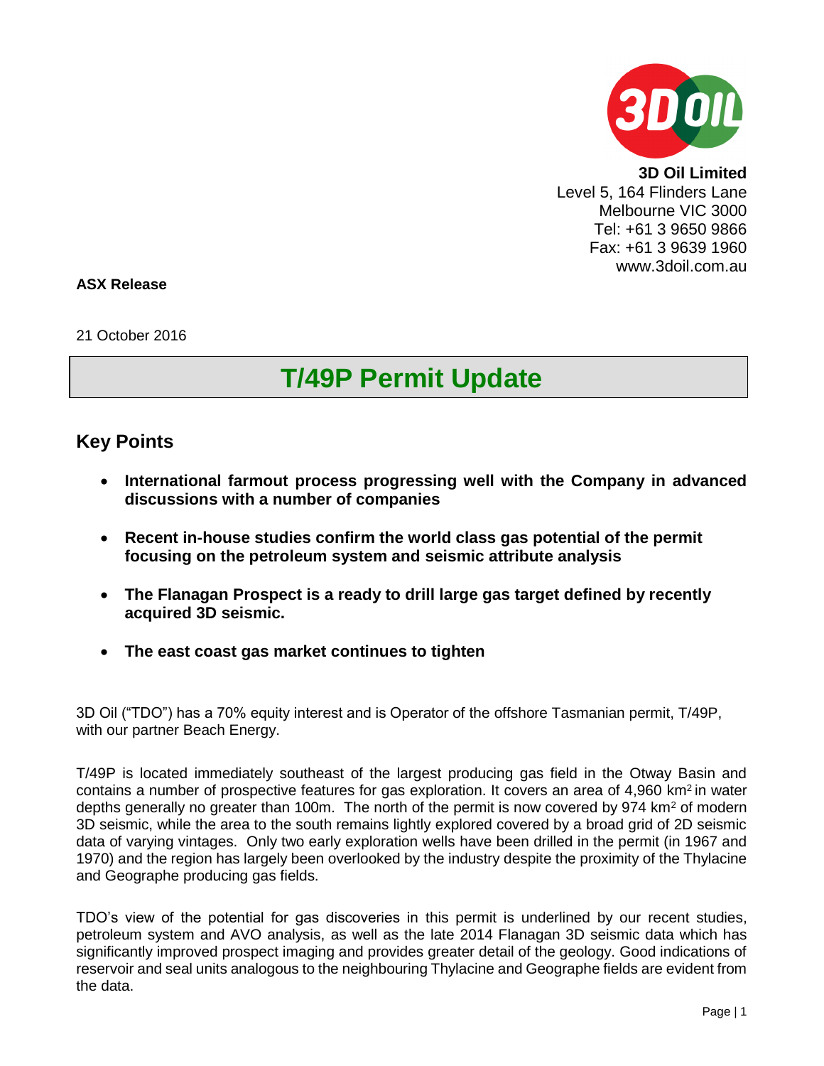**3D Oil Limited**
Level 5, 164 Flinders Lane
Melbourne VIC 3000
Tel: +61 3 9650 9866
Fax: +61 3 9639 1960
www.3doil.com.au

**ASX Release**

21 October 2016

# T/49P Permit Update

## Key Points

- **International farmout process progressing well with the Company in advanced discussions with a number of companies**
- **Recent in-house studies confirm the world class gas potential of the permit focusing on the petroleum system and seismic attribute analysis**
- **The Flanagan Prospect is a ready to drill large gas target defined by recently acquired 3D seismic.**
- **The east coast gas market continues to tighten**

3D Oil ("TDO") has a 70% equity interest and is Operator of the offshore Tasmanian permit, T/49P, with our partner Beach Energy.

T/49P is located immediately southeast of the largest producing gas field in the Otway Basin and contains a number of prospective features for gas exploration. It covers an area of 4,960 km$^2$ in water depths generally no greater than 100m. The north of the permit is now covered by 974 km$^2$ of modern 3D seismic, while the area to the south remains lightly explored covered by a broad grid of 2D seismic data of varying vintages. Only two early exploration wells have been drilled in the permit (in 1967 and 1970) and the region has largely been overlooked by the industry despite the proximity of the Thylacine and Geographe producing gas fields.

TDO's view of the potential for gas discoveries in this permit is underlined by our recent studies, petroleum system and AVO analysis, as well as the late 2014 Flanagan 3D seismic data which has significantly improved prospect imaging and provides greater detail of the geology. Good indications of reservoir and seal units analogous to the neighbouring Thylacine and Geographe fields are evident from the data.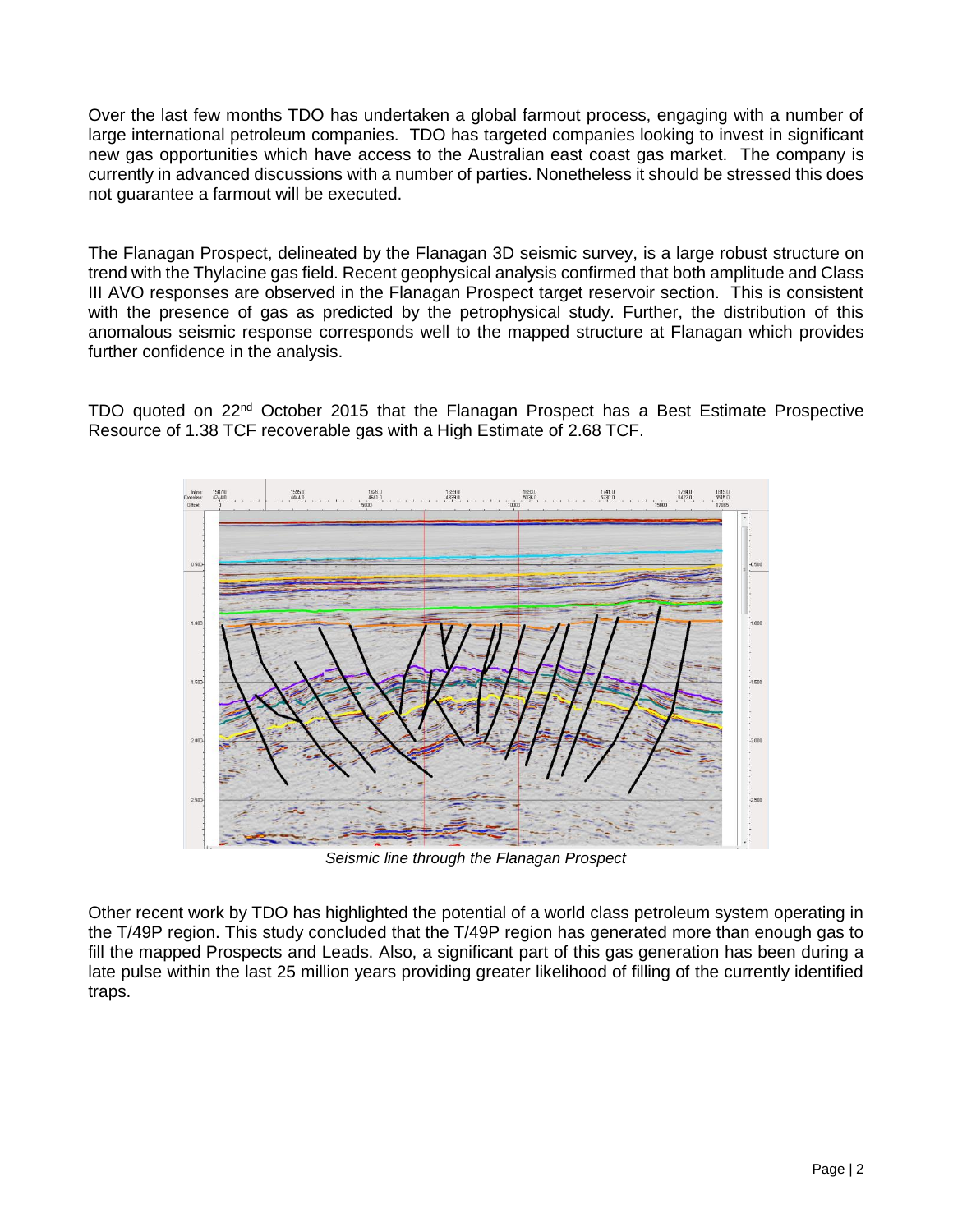Over the last few months TDO has undertaken a global farmout process, engaging with a number of large international petroleum companies. TDO has targeted companies looking to invest in significant new gas opportunities which have access to the Australian east coast gas market. The company is currently in advanced discussions with a number of parties. Nonetheless it should be stressed this does not guarantee a farmout will be executed.

The Flanagan Prospect, delineated by the Flanagan 3D seismic survey, is a large robust structure on trend with the Thylacine gas field. Recent geophysical analysis confirmed that both amplitude and Class III AVO responses are observed in the Flanagan Prospect target reservoir section. This is consistent with the presence of gas as predicted by the petrophysical study. Further, the distribution of this anomalous seismic response corresponds well to the mapped structure at Flanagan which provides further confidence in the analysis.

TDO quoted on 22nd October 2015 that the Flanagan Prospect has a Best Estimate Prospective Resource of 1.38 TCF recoverable gas with a High Estimate of 2.68 TCF.

*Seismic line through the Flanagan Prospect*

Other recent work by TDO has highlighted the potential of a world class petroleum system operating in the T/49P region. This study concluded that the T/49P region has generated more than enough gas to fill the mapped Prospects and Leads. Also, a significant part of this gas generation has been during a late pulse within the last 25 million years providing greater likelihood of filling of the currently identified traps.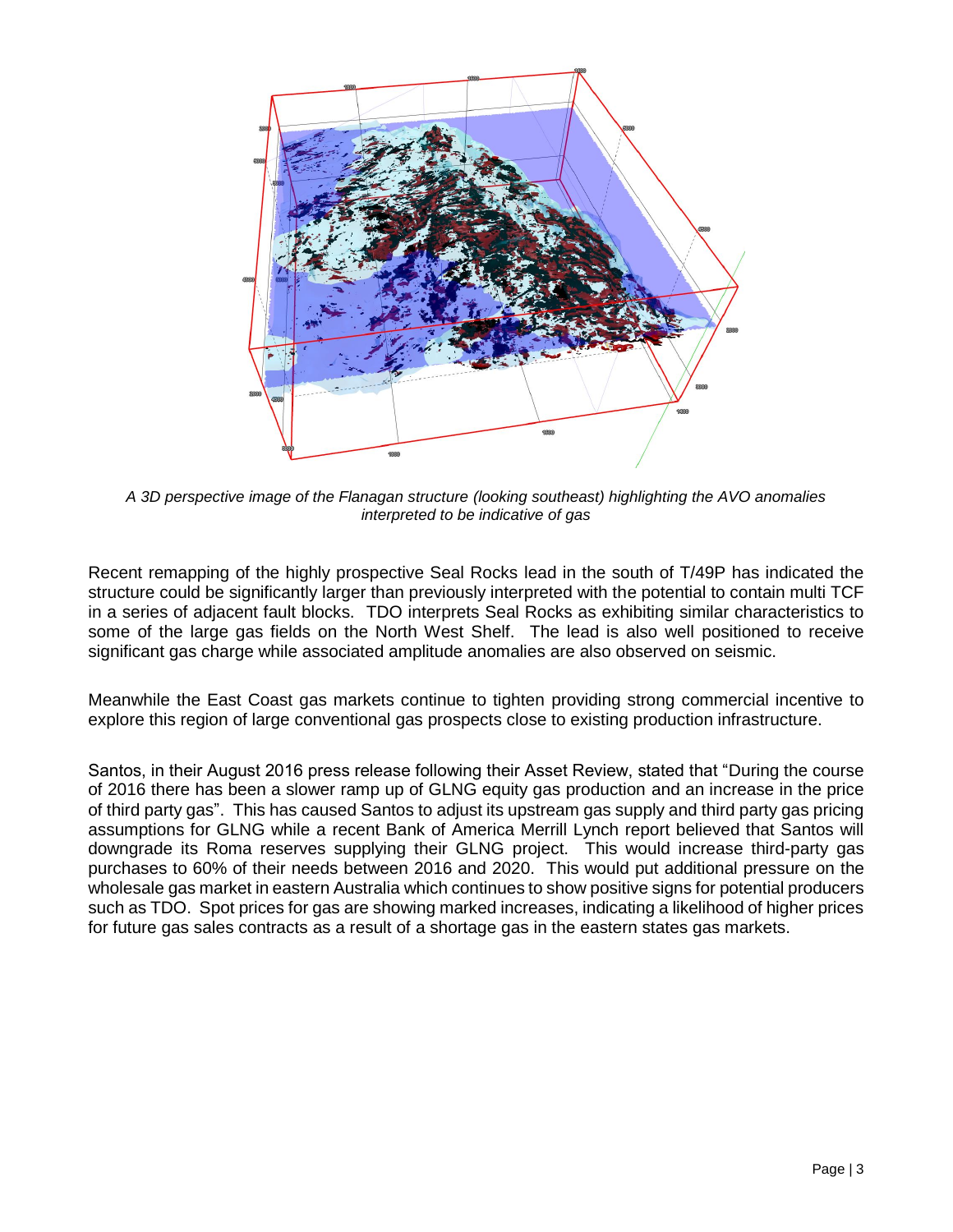*A 3D perspective image of the Flanagan structure (looking southeast) highlighting the AVO anomalies interpreted to be indicative of gas*

Recent remapping of the highly prospective Seal Rocks lead in the south of T/49P has indicated the structure could be significantly larger than previously interpreted with the potential to contain multi TCF in a series of adjacent fault blocks. TDO interprets Seal Rocks as exhibiting similar characteristics to some of the large gas fields on the North West Shelf. The lead is also well positioned to receive significant gas charge while associated amplitude anomalies are also observed on seismic.

Meanwhile the East Coast gas markets continue to tighten providing strong commercial incentive to explore this region of large conventional gas prospects close to existing production infrastructure.

Santos, in their August 2016 press release following their Asset Review, stated that "During the course of 2016 there has been a slower ramp up of GLNG equity gas production and an increase in the price of third party gas". This has caused Santos to adjust its upstream gas supply and third party gas pricing assumptions for GLNG while a recent Bank of America Merrill Lynch report believed that Santos will downgrade its Roma reserves supplying their GLNG project. This would increase third-party gas purchases to 60% of their needs between 2016 and 2020. This would put additional pressure on the wholesale gas market in eastern Australia which continues to show positive signs for potential producers such as TDO. Spot prices for gas are showing marked increases, indicating a likelihood of higher prices for future gas sales contracts as a result of a shortage gas in the eastern states gas markets.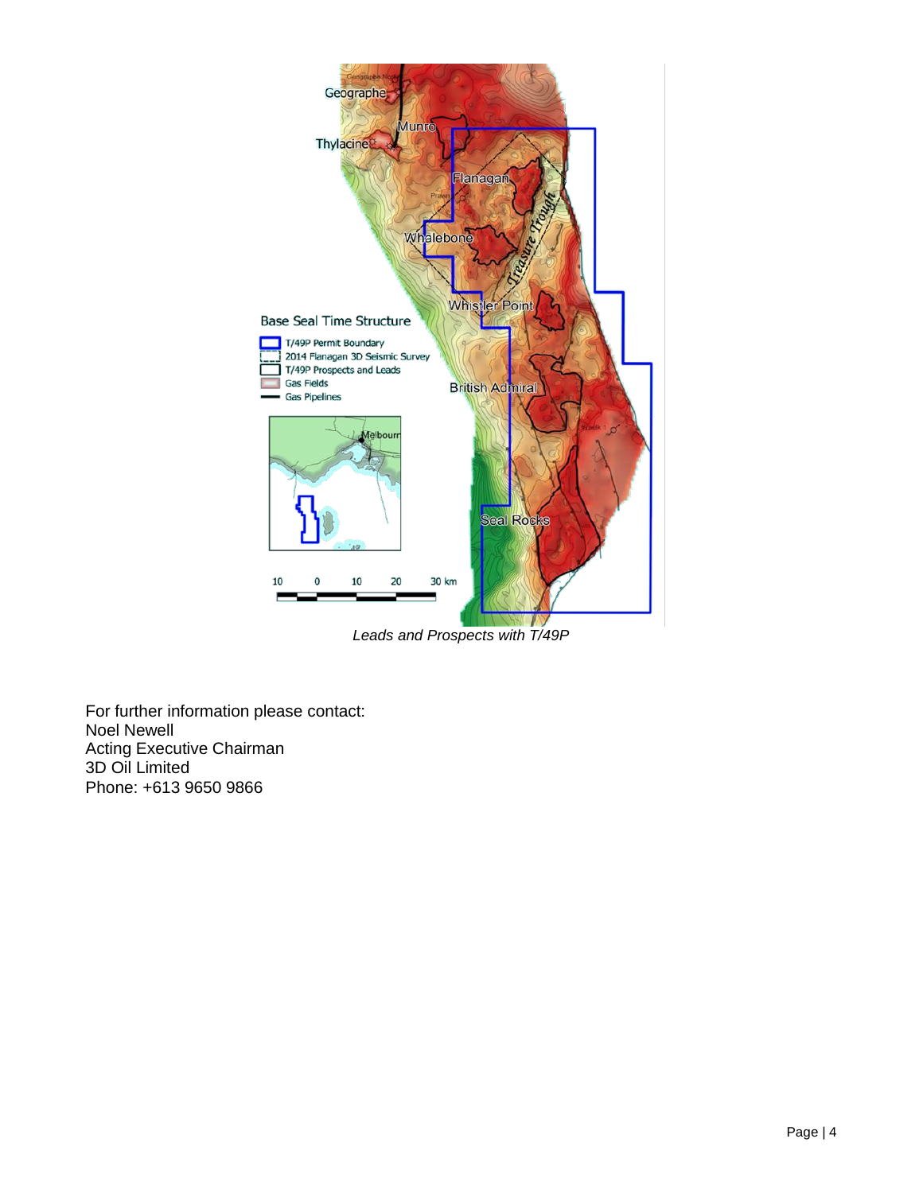Geographe

Munro

Thylacine

Flanagan

Whalebone

Treasure Trough

Whistler Point

Base Seal Time Structure

T/49P Permit Boundary

2014 Flanagan 3D Seismic Survey

T/49P Prospects and Leads

Gas Fields

Gas Pipelines

British Admiral

Melbourne

Seal Rocks

10 0 10 20 30 km

*Leads and Prospects with T/49P*

For further information please contact:
Noel Newell
Acting Executive Chairman
3D Oil Limited
Phone: +613 9650 9866